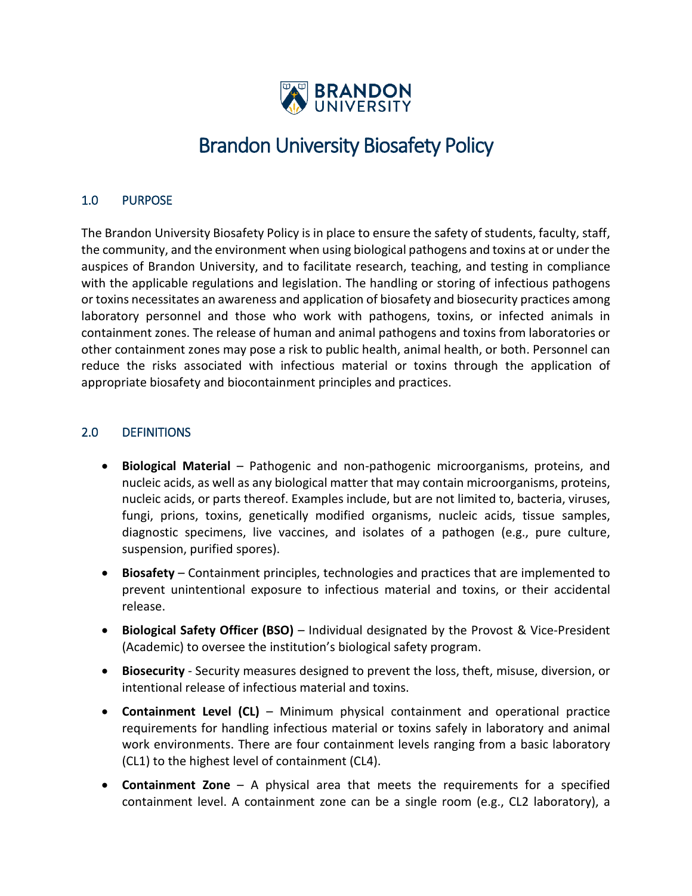# Brandon University Biosafety Policy

## 1.0 PURPOSE

The Brandon University Biosafety Policy is in place to ensure the safety of students, faculty, staff, the community, and the environment when using biological pathogens and toxins at or under the auspices of Brandon University, and to facilitate research, teaching, and testing in compliance with the applicable regulations and legislation. The handling or storing of infectious pathogens or toxins necessitates an awareness and application of biosafety and biosecurity practices among laboratory personnel and those who work with pathogens, toxins, or infected animals in containment zones. The release of human and animal pathogens and toxins from laboratories or other containment zones may pose a risk to public health, animal health, or both. Personnel can reduce the risks associated with infectious material or toxins through the application of appropriate biosafety and biocontainment principles and practices.

## 2.0 DEFINITIONS

- **Biological Material** – Pathogenic and non-pathogenic microorganisms, proteins, and nucleic acids, as well as any biological matter that may contain microorganisms, proteins, nucleic acids, or parts thereof. Examples include, but are not limited to, bacteria, viruses, fungi, prions, toxins, genetically modified organisms, nucleic acids, tissue samples, diagnostic specimens, live vaccines, and isolates of a pathogen (e.g., pure culture, suspension, purified spores).
- **Biosafety** – Containment principles, technologies and practices that are implemented to prevent unintentional exposure to infectious material and toxins, or their accidental release.
- **Biological Safety Officer (BSO)** – Individual designated by the Provost & Vice-President (Academic) to oversee the institution's biological safety program.
- **Biosecurity** - Security measures designed to prevent the loss, theft, misuse, diversion, or intentional release of infectious material and toxins.
- **Containment Level (CL)** – Minimum physical containment and operational practice requirements for handling infectious material or toxins safely in laboratory and animal work environments. There are four containment levels ranging from a basic laboratory (CL1) to the highest level of containment (CL4).
- **Containment Zone** – A physical area that meets the requirements for a specified containment level. A containment zone can be a single room (e.g., CL2 laboratory), a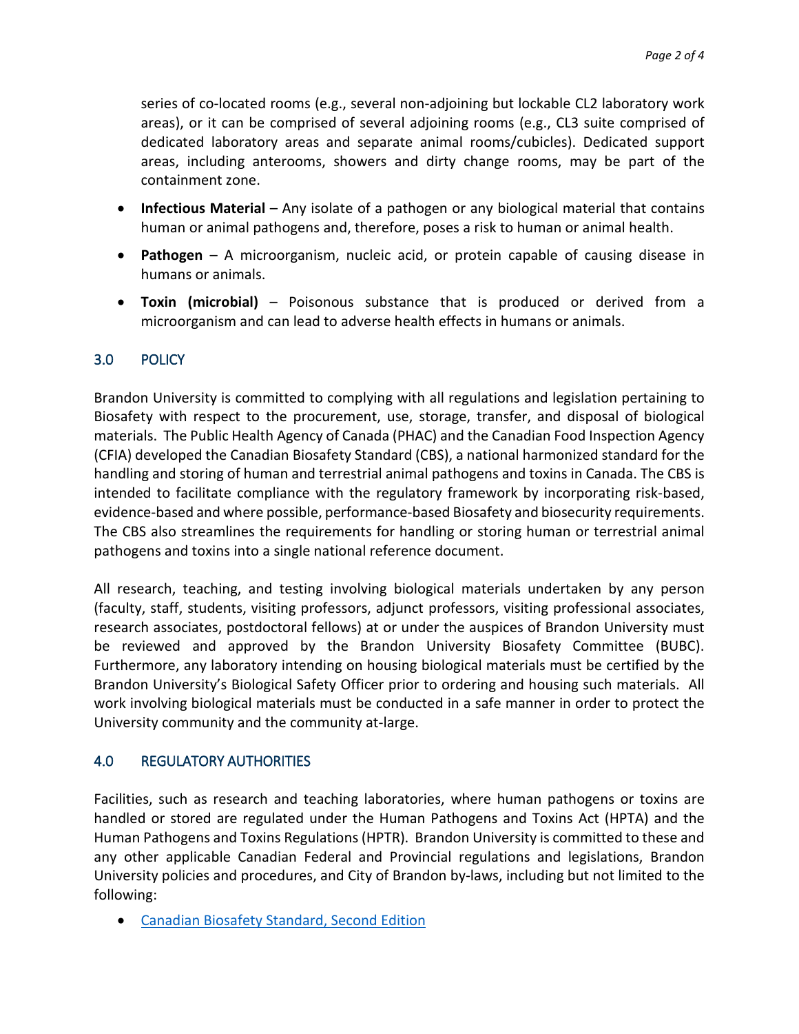series of co-located rooms (e.g., several non-adjoining but lockable CL2 laboratory work areas), or it can be comprised of several adjoining rooms (e.g., CL3 suite comprised of dedicated laboratory areas and separate animal rooms/cubicles). Dedicated support areas, including anterooms, showers and dirty change rooms, may be part of the containment zone.

- **Infectious Material** – Any isolate of a pathogen or any biological material that contains human or animal pathogens and, therefore, poses a risk to human or animal health.
- **Pathogen** – A microorganism, nucleic acid, or protein capable of causing disease in humans or animals.
- **Toxin (microbial)** – Poisonous substance that is produced or derived from a microorganism and can lead to adverse health effects in humans or animals.

## 3.0 POLICY

Brandon University is committed to complying with all regulations and legislation pertaining to Biosafety with respect to the procurement, use, storage, transfer, and disposal of biological materials. The Public Health Agency of Canada (PHAC) and the Canadian Food Inspection Agency (CFIA) developed the Canadian Biosafety Standard (CBS), a national harmonized standard for the handling and storing of human and terrestrial animal pathogens and toxins in Canada. The CBS is intended to facilitate compliance with the regulatory framework by incorporating risk-based, evidence-based and where possible, performance-based Biosafety and biosecurity requirements. The CBS also streamlines the requirements for handling or storing human or terrestrial animal pathogens and toxins into a single national reference document.

All research, teaching, and testing involving biological materials undertaken by any person (faculty, staff, students, visiting professors, adjunct professors, visiting professional associates, research associates, postdoctoral fellows) at or under the auspices of Brandon University must be reviewed and approved by the Brandon University Biosafety Committee (BUBC). Furthermore, any laboratory intending on housing biological materials must be certified by the Brandon University's Biological Safety Officer prior to ordering and housing such materials. All work involving biological materials must be conducted in a safe manner in order to protect the University community and the community at-large.

## 4.0 REGULATORY AUTHORITIES

Facilities, such as research and teaching laboratories, where human pathogens or toxins are handled or stored are regulated under the Human Pathogens and Toxins Act (HPTA) and the Human Pathogens and Toxins Regulations (HPTR). Brandon University is committed to these and any other applicable Canadian Federal and Provincial regulations and legislations, Brandon University policies and procedures, and City of Brandon by-laws, including but not limited to the following:

- Canadian Biosafety Standard, Second Edition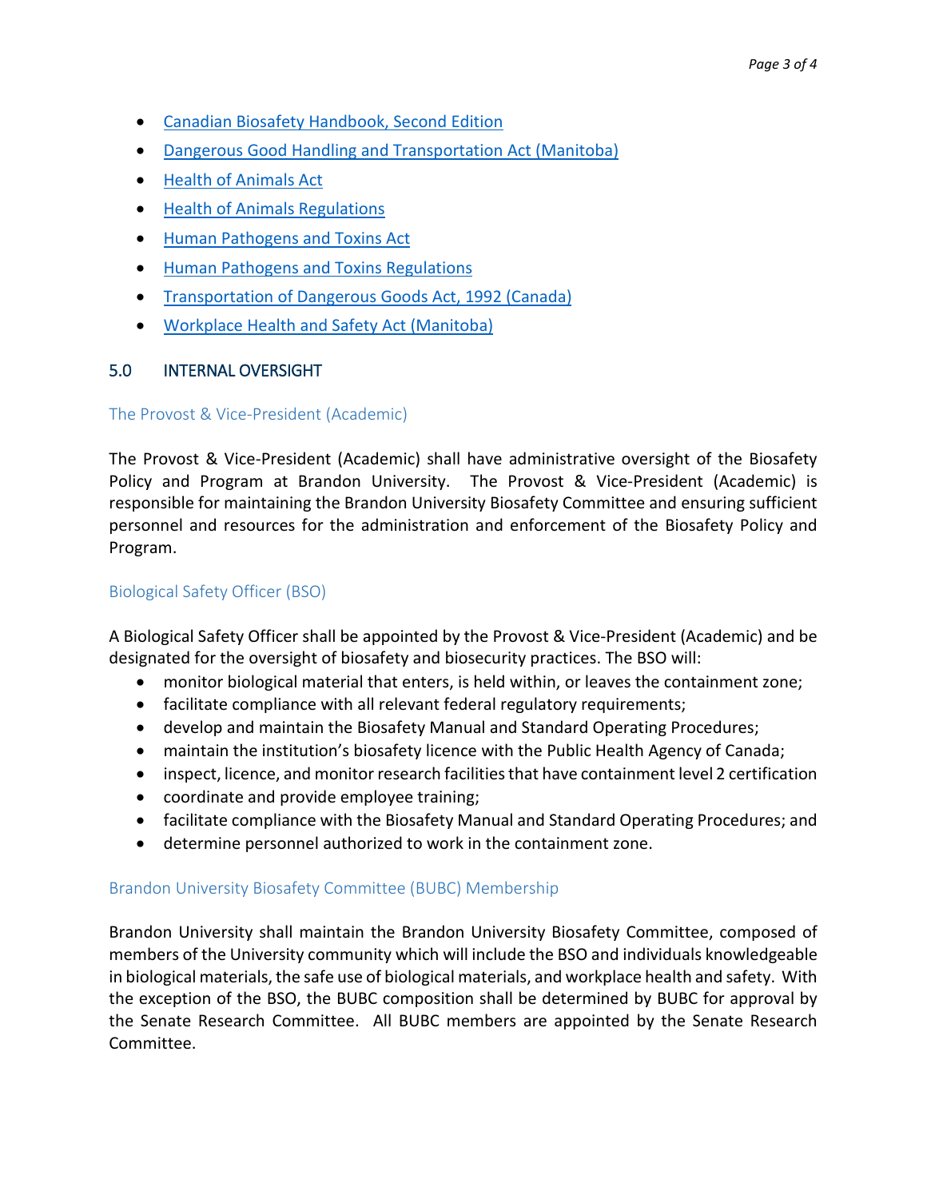- Canadian Biosafety Handbook, Second Edition
- Dangerous Good Handling and Transportation Act (Manitoba)
- Health of Animals Act
- Health of Animals Regulations
- Human Pathogens and Toxins Act
- Human Pathogens and Toxins Regulations
- Transportation of Dangerous Goods Act, 1992 (Canada)
- Workplace Health and Safety Act (Manitoba)

## 5.0 INTERNAL OVERSIGHT

### The Provost & Vice-President (Academic)

The Provost & Vice-President (Academic) shall have administrative oversight of the Biosafety Policy and Program at Brandon University. The Provost & Vice-President (Academic) is responsible for maintaining the Brandon University Biosafety Committee and ensuring sufficient personnel and resources for the administration and enforcement of the Biosafety Policy and Program.

### Biological Safety Officer (BSO)

A Biological Safety Officer shall be appointed by the Provost & Vice-President (Academic) and be designated for the oversight of biosafety and biosecurity practices. The BSO will:

- monitor biological material that enters, is held within, or leaves the containment zone;
- facilitate compliance with all relevant federal regulatory requirements;
- develop and maintain the Biosafety Manual and Standard Operating Procedures;
- maintain the institution's biosafety licence with the Public Health Agency of Canada;
- inspect, licence, and monitor research facilities that have containment level 2 certification
- coordinate and provide employee training;
- facilitate compliance with the Biosafety Manual and Standard Operating Procedures; and
- determine personnel authorized to work in the containment zone.

### Brandon University Biosafety Committee (BUBC) Membership

Brandon University shall maintain the Brandon University Biosafety Committee, composed of members of the University community which will include the BSO and individuals knowledgeable in biological materials, the safe use of biological materials, and workplace health and safety. With the exception of the BSO, the BUBC composition shall be determined by BUBC for approval by the Senate Research Committee. All BUBC members are appointed by the Senate Research Committee.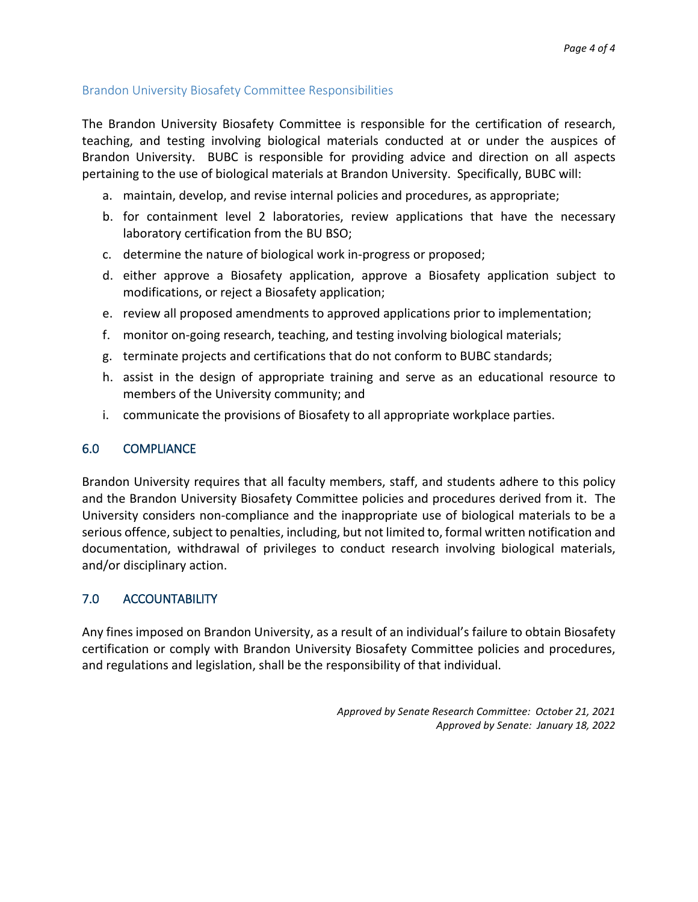### Brandon University Biosafety Committee Responsibilities

The Brandon University Biosafety Committee is responsible for the certification of research, teaching, and testing involving biological materials conducted at or under the auspices of Brandon University. BUBC is responsible for providing advice and direction on all aspects pertaining to the use of biological materials at Brandon University. Specifically, BUBC will:

a. maintain, develop, and revise internal policies and procedures, as appropriate;
b. for containment level 2 laboratories, review applications that have the necessary laboratory certification from the BU BSO;
c. determine the nature of biological work in-progress or proposed;
d. either approve a Biosafety application, approve a Biosafety application subject to modifications, or reject a Biosafety application;
e. review all proposed amendments to approved applications prior to implementation;
f. monitor on-going research, teaching, and testing involving biological materials;
g. terminate projects and certifications that do not conform to BUBC standards;
h. assist in the design of appropriate training and serve as an educational resource to members of the University community; and
i. communicate the provisions of Biosafety to all appropriate workplace parties.

## 6.0 COMPLIANCE

Brandon University requires that all faculty members, staff, and students adhere to this policy and the Brandon University Biosafety Committee policies and procedures derived from it. The University considers non-compliance and the inappropriate use of biological materials to be a serious offence, subject to penalties, including, but not limited to, formal written notification and documentation, withdrawal of privileges to conduct research involving biological materials, and/or disciplinary action.

## 7.0 ACCOUNTABILITY

Any fines imposed on Brandon University, as a result of an individual's failure to obtain Biosafety certification or comply with Brandon University Biosafety Committee policies and procedures, and regulations and legislation, shall be the responsibility of that individual.

*Approved by Senate Research Committee: October 21, 2021*
*Approved by Senate: January 18, 2022*